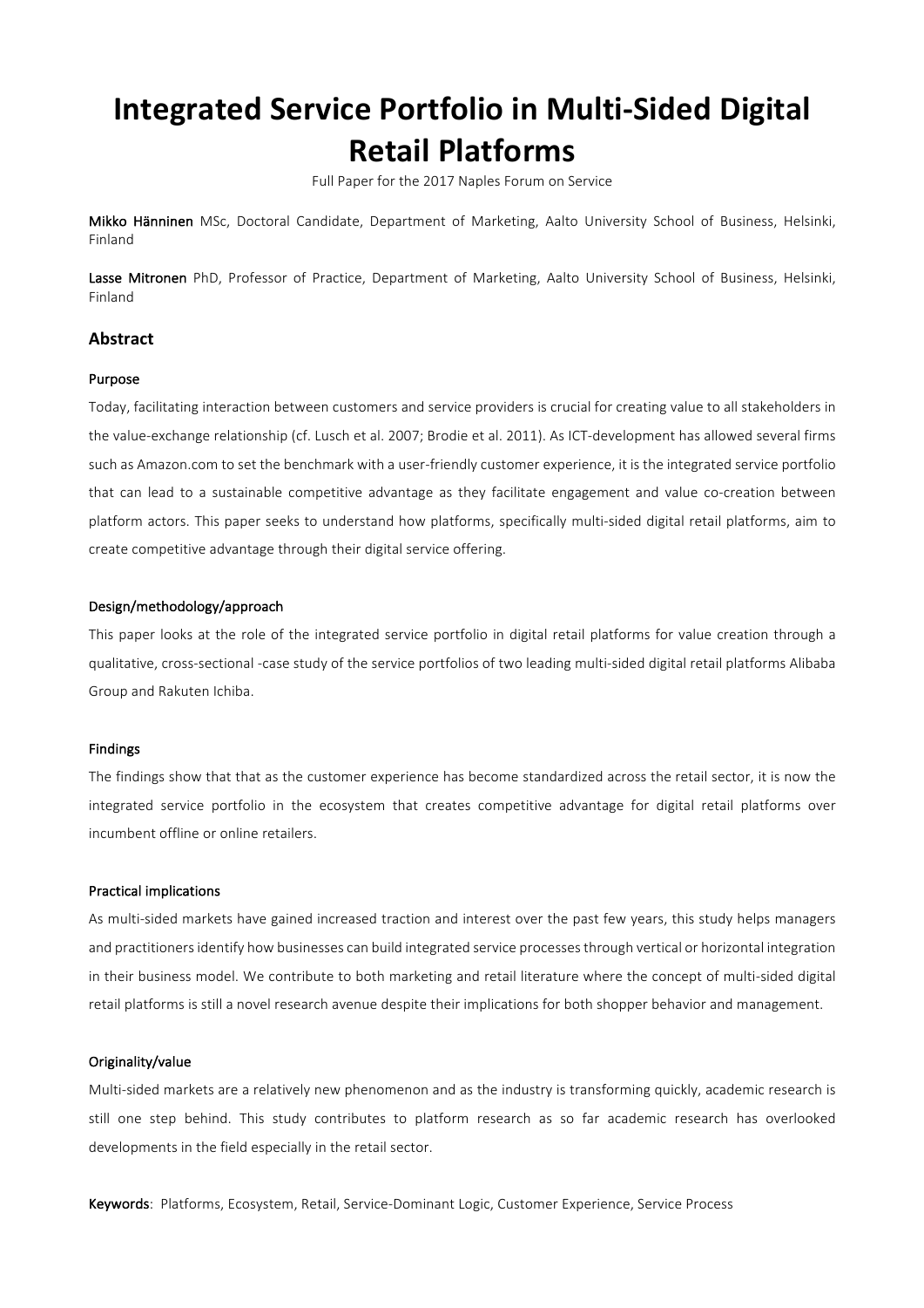# Integrated Service Portfolio in Multi-Sided Digital Retail Platforms

Full Paper for the 2017 Naples Forum on Service

**Mikko Hänninen** MSc, Doctoral Candidate, Department of Marketing, Aalto University School of Business, Helsinki, Finland

**Lasse Mitronen** PhD, Professor of Practice, Department of Marketing, Aalto University School of Business, Helsinki, Finland

## Abstract

### Purpose

Today, facilitating interaction between customers and service providers is crucial for creating value to all stakeholders in the value-exchange relationship (cf. Lusch et al. 2007; Brodie et al. 2011). As ICT-development has allowed several firms such as Amazon.com to set the benchmark with a user-friendly customer experience, it is the integrated service portfolio that can lead to a sustainable competitive advantage as they facilitate engagement and value co-creation between platform actors. This paper seeks to understand how platforms, specifically multi-sided digital retail platforms, aim to create competitive advantage through their digital service offering.

### Design/methodology/approach

This paper looks at the role of the integrated service portfolio in digital retail platforms for value creation through a qualitative, cross-sectional -case study of the service portfolios of two leading multi-sided digital retail platforms Alibaba Group and Rakuten Ichiba.

### Findings

The findings show that that as the customer experience has become standardized across the retail sector, it is now the integrated service portfolio in the ecosystem that creates competitive advantage for digital retail platforms over incumbent offline or online retailers.

### Practical implications

As multi-sided markets have gained increased traction and interest over the past few years, this study helps managers and practitioners identify how businesses can build integrated service processes through vertical or horizontal integration in their business model. We contribute to both marketing and retail literature where the concept of multi-sided digital retail platforms is still a novel research avenue despite their implications for both shopper behavior and management.

### Originality/value

Multi-sided markets are a relatively new phenomenon and as the industry is transforming quickly, academic research is still one step behind. This study contributes to platform research as so far academic research has overlooked developments in the field especially in the retail sector.

**Keywords**: Platforms, Ecosystem, Retail, Service-Dominant Logic, Customer Experience, Service Process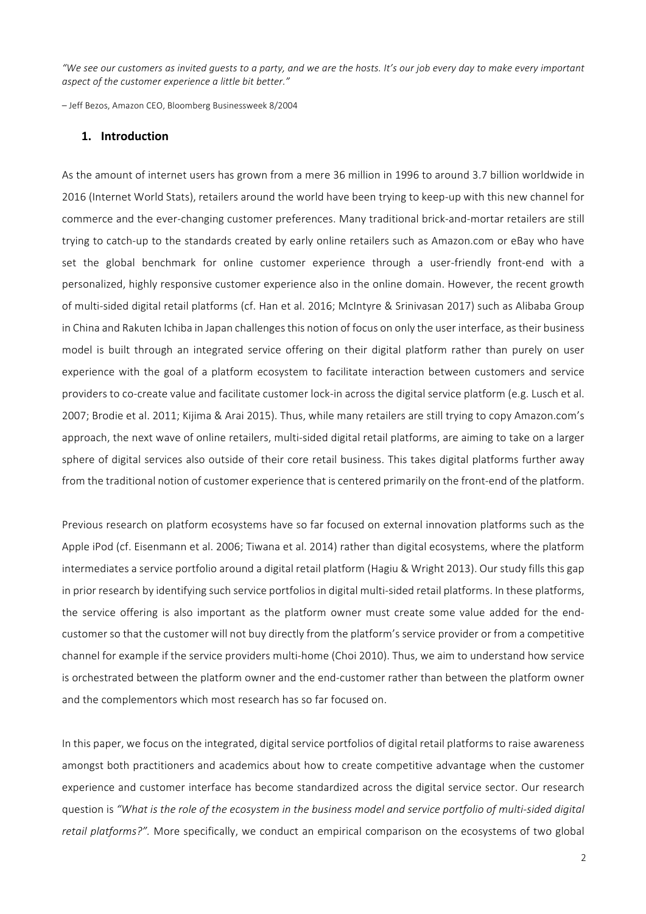*"We see our customers as invited guests to a party, and we are the hosts. It's our job every day to make every important aspect of the customer experience a little bit better."*

– Jeff Bezos, Amazon CEO, Bloomberg Businessweek 8/2004

## 1. Introduction

As the amount of internet users has grown from a mere 36 million in 1996 to around 3.7 billion worldwide in 2016 (Internet World Stats), retailers around the world have been trying to keep-up with this new channel for commerce and the ever-changing customer preferences. Many traditional brick-and-mortar retailers are still trying to catch-up to the standards created by early online retailers such as Amazon.com or eBay who have set the global benchmark for online customer experience through a user-friendly front-end with a personalized, highly responsive customer experience also in the online domain. However, the recent growth of multi-sided digital retail platforms (cf. Han et al. 2016; McIntyre & Srinivasan 2017) such as Alibaba Group in China and Rakuten Ichiba in Japan challenges this notion of focus on only the user interface, as their business model is built through an integrated service offering on their digital platform rather than purely on user experience with the goal of a platform ecosystem to facilitate interaction between customers and service providers to co-create value and facilitate customer lock-in across the digital service platform (e.g. Lusch et al. 2007; Brodie et al. 2011; Kijima & Arai 2015). Thus, while many retailers are still trying to copy Amazon.com's approach, the next wave of online retailers, multi-sided digital retail platforms, are aiming to take on a larger sphere of digital services also outside of their core retail business. This takes digital platforms further away from the traditional notion of customer experience that is centered primarily on the front-end of the platform.

Previous research on platform ecosystems have so far focused on external innovation platforms such as the Apple iPod (cf. Eisenmann et al. 2006; Tiwana et al. 2014) rather than digital ecosystems, where the platform intermediates a service portfolio around a digital retail platform (Hagiu & Wright 2013). Our study fills this gap in prior research by identifying such service portfolios in digital multi-sided retail platforms. In these platforms, the service offering is also important as the platform owner must create some value added for the end-customer so that the customer will not buy directly from the platform's service provider or from a competitive channel for example if the service providers multi-home (Choi 2010). Thus, we aim to understand how service is orchestrated between the platform owner and the end-customer rather than between the platform owner and the complementors which most research has so far focused on.

In this paper, we focus on the integrated, digital service portfolios of digital retail platforms to raise awareness amongst both practitioners and academics about how to create competitive advantage when the customer experience and customer interface has become standardized across the digital service sector. Our research question is *"What is the role of the ecosystem in the business model and service portfolio of multi-sided digital retail platforms?"*. More specifically, we conduct an empirical comparison on the ecosystems of two global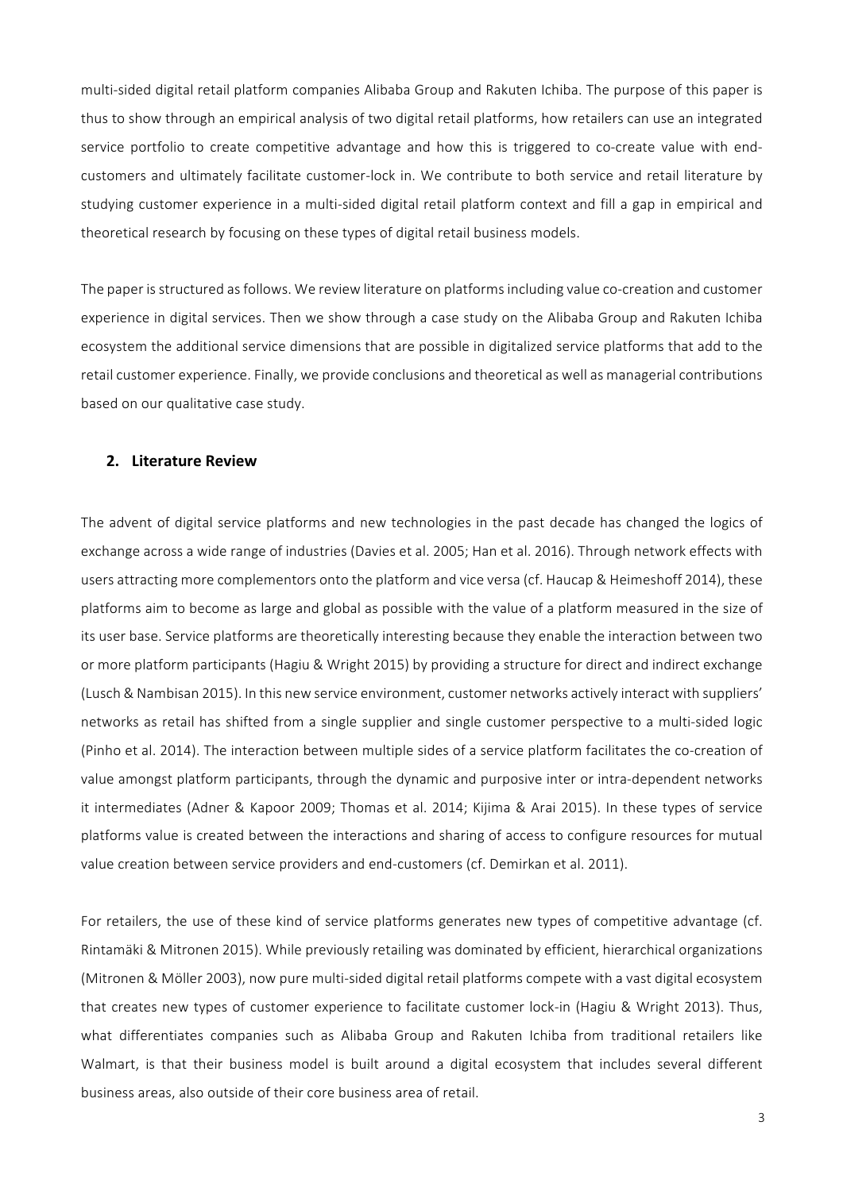multi-sided digital retail platform companies Alibaba Group and Rakuten Ichiba. The purpose of this paper is thus to show through an empirical analysis of two digital retail platforms, how retailers can use an integrated service portfolio to create competitive advantage and how this is triggered to co-create value with end-customers and ultimately facilitate customer-lock in. We contribute to both service and retail literature by studying customer experience in a multi-sided digital retail platform context and fill a gap in empirical and theoretical research by focusing on these types of digital retail business models.

The paper is structured as follows. We review literature on platforms including value co-creation and customer experience in digital services. Then we show through a case study on the Alibaba Group and Rakuten Ichiba ecosystem the additional service dimensions that are possible in digitalized service platforms that add to the retail customer experience. Finally, we provide conclusions and theoretical as well as managerial contributions based on our qualitative case study.

## 2. Literature Review

The advent of digital service platforms and new technologies in the past decade has changed the logics of exchange across a wide range of industries (Davies et al. 2005; Han et al. 2016). Through network effects with users attracting more complementors onto the platform and vice versa (cf. Haucap & Heimeshoff 2014), these platforms aim to become as large and global as possible with the value of a platform measured in the size of its user base. Service platforms are theoretically interesting because they enable the interaction between two or more platform participants (Hagiu & Wright 2015) by providing a structure for direct and indirect exchange (Lusch & Nambisan 2015). In this new service environment, customer networks actively interact with suppliers' networks as retail has shifted from a single supplier and single customer perspective to a multi-sided logic (Pinho et al. 2014). The interaction between multiple sides of a service platform facilitates the co-creation of value amongst platform participants, through the dynamic and purposive inter or intra-dependent networks it intermediates (Adner & Kapoor 2009; Thomas et al. 2014; Kijima & Arai 2015). In these types of service platforms value is created between the interactions and sharing of access to configure resources for mutual value creation between service providers and end-customers (cf. Demirkan et al. 2011).

For retailers, the use of these kind of service platforms generates new types of competitive advantage (cf. Rintamäki & Mitronen 2015). While previously retailing was dominated by efficient, hierarchical organizations (Mitronen & Möller 2003), now pure multi-sided digital retail platforms compete with a vast digital ecosystem that creates new types of customer experience to facilitate customer lock-in (Hagiu & Wright 2013). Thus, what differentiates companies such as Alibaba Group and Rakuten Ichiba from traditional retailers like Walmart, is that their business model is built around a digital ecosystem that includes several different business areas, also outside of their core business area of retail.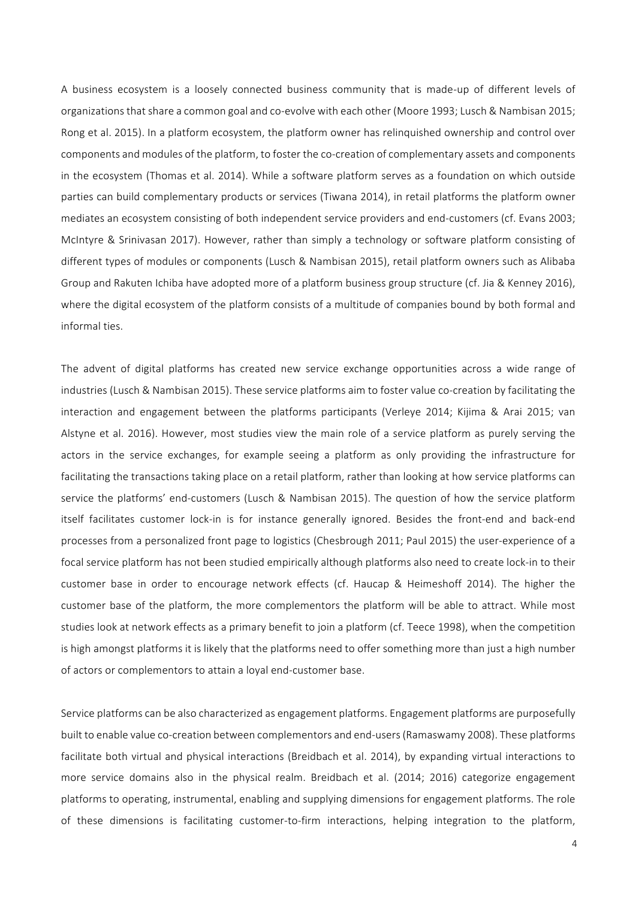A business ecosystem is a loosely connected business community that is made-up of different levels of organizations that share a common goal and co-evolve with each other (Moore 1993; Lusch & Nambisan 2015; Rong et al. 2015). In a platform ecosystem, the platform owner has relinquished ownership and control over components and modules of the platform, to foster the co-creation of complementary assets and components in the ecosystem (Thomas et al. 2014). While a software platform serves as a foundation on which outside parties can build complementary products or services (Tiwana 2014), in retail platforms the platform owner mediates an ecosystem consisting of both independent service providers and end-customers (cf. Evans 2003; McIntyre & Srinivasan 2017). However, rather than simply a technology or software platform consisting of different types of modules or components (Lusch & Nambisan 2015), retail platform owners such as Alibaba Group and Rakuten Ichiba have adopted more of a platform business group structure (cf. Jia & Kenney 2016), where the digital ecosystem of the platform consists of a multitude of companies bound by both formal and informal ties.

The advent of digital platforms has created new service exchange opportunities across a wide range of industries (Lusch & Nambisan 2015). These service platforms aim to foster value co-creation by facilitating the interaction and engagement between the platforms participants (Verleye 2014; Kijima & Arai 2015; van Alstyne et al. 2016). However, most studies view the main role of a service platform as purely serving the actors in the service exchanges, for example seeing a platform as only providing the infrastructure for facilitating the transactions taking place on a retail platform, rather than looking at how service platforms can service the platforms' end-customers (Lusch & Nambisan 2015). The question of how the service platform itself facilitates customer lock-in is for instance generally ignored. Besides the front-end and back-end processes from a personalized front page to logistics (Chesbrough 2011; Paul 2015) the user-experience of a focal service platform has not been studied empirically although platforms also need to create lock-in to their customer base in order to encourage network effects (cf. Haucap & Heimeshoff 2014). The higher the customer base of the platform, the more complementors the platform will be able to attract. While most studies look at network effects as a primary benefit to join a platform (cf. Teece 1998), when the competition is high amongst platforms it is likely that the platforms need to offer something more than just a high number of actors or complementors to attain a loyal end-customer base.

Service platforms can be also characterized as engagement platforms. Engagement platforms are purposefully built to enable value co-creation between complementors and end-users (Ramaswamy 2008). These platforms facilitate both virtual and physical interactions (Breidbach et al. 2014), by expanding virtual interactions to more service domains also in the physical realm. Breidbach et al. (2014; 2016) categorize engagement platforms to operating, instrumental, enabling and supplying dimensions for engagement platforms. The role of these dimensions is facilitating customer-to-firm interactions, helping integration to the platform,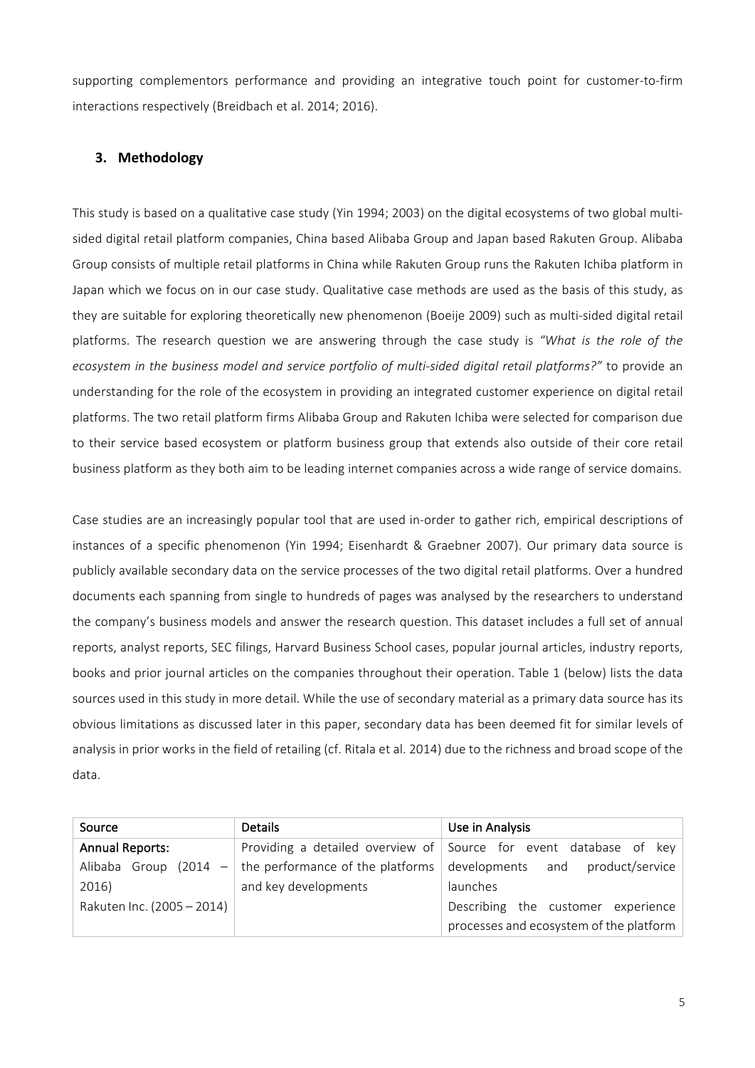supporting complementors performance and providing an integrative touch point for customer-to-firm interactions respectively (Breidbach et al. 2014; 2016).

## 3. Methodology

This study is based on a qualitative case study (Yin 1994; 2003) on the digital ecosystems of two global multi-sided digital retail platform companies, China based Alibaba Group and Japan based Rakuten Group. Alibaba Group consists of multiple retail platforms in China while Rakuten Group runs the Rakuten Ichiba platform in Japan which we focus on in our case study. Qualitative case methods are used as the basis of this study, as they are suitable for exploring theoretically new phenomenon (Boeije 2009) such as multi-sided digital retail platforms. The research question we are answering through the case study is *"What is the role of the ecosystem in the business model and service portfolio of multi-sided digital retail platforms?"* to provide an understanding for the role of the ecosystem in providing an integrated customer experience on digital retail platforms. The two retail platform firms Alibaba Group and Rakuten Ichiba were selected for comparison due to their service based ecosystem or platform business group that extends also outside of their core retail business platform as they both aim to be leading internet companies across a wide range of service domains.

Case studies are an increasingly popular tool that are used in-order to gather rich, empirical descriptions of instances of a specific phenomenon (Yin 1994; Eisenhardt & Graebner 2007). Our primary data source is publicly available secondary data on the service processes of the two digital retail platforms. Over a hundred documents each spanning from single to hundreds of pages was analysed by the researchers to understand the company's business models and answer the research question. This dataset includes a full set of annual reports, analyst reports, SEC filings, Harvard Business School cases, popular journal articles, industry reports, books and prior journal articles on the companies throughout their operation. Table 1 (below) lists the data sources used in this study in more detail. While the use of secondary material as a primary data source has its obvious limitations as discussed later in this paper, secondary data has been deemed fit for similar levels of analysis in prior works in the field of retailing (cf. Ritala et al. 2014) due to the richness and broad scope of the data.

| Source | Details | Use in Analysis |
| --- | --- | --- |
| **Annual Reports:**<br>Alibaba Group (2014 – 2016)<br>Rakuten Inc. (2005 – 2014) | Providing a detailed overview of the performance of the platforms and key developments | Source for event database of key developments and product/service launches<br>Describing the customer experience processes and ecosystem of the platform |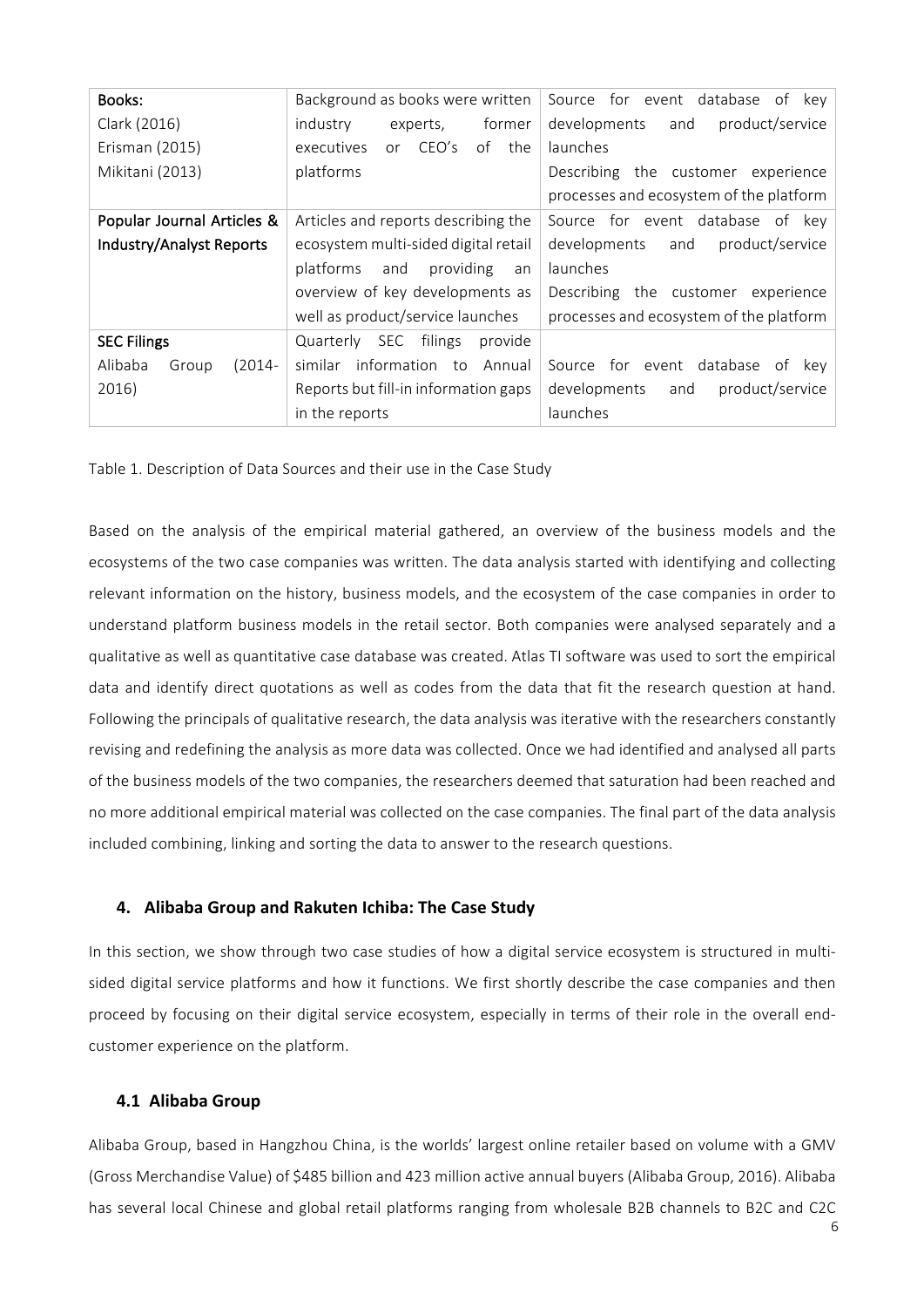| | | |
|---|---|---|
| **Books:**<br>Clark (2016)<br>Erisman (2015)<br>Mikitani (2013) | Background as books were written industry experts, former executives or CEO's of the platforms | Source for event database of key developments and product/service launches<br>Describing the customer experience processes and ecosystem of the platform |
| **Popular Journal Articles & Industry/Analyst Reports** | Articles and reports describing the ecosystem multi-sided digital retail platforms and providing an overview of key developments as well as product/service launches | Source for event database of key developments and product/service launches<br>Describing the customer experience processes and ecosystem of the platform |
| **SEC Filings**<br>Alibaba Group (2014-2016) | Quarterly SEC filings provide similar information to Annual Reports but fill-in information gaps in the reports | Source for event database of key developments and product/service launches |

Table 1. Description of Data Sources and their use in the Case Study

Based on the analysis of the empirical material gathered, an overview of the business models and the ecosystems of the two case companies was written. The data analysis started with identifying and collecting relevant information on the history, business models, and the ecosystem of the case companies in order to understand platform business models in the retail sector. Both companies were analysed separately and a qualitative as well as quantitative case database was created. Atlas TI software was used to sort the empirical data and identify direct quotations as well as codes from the data that fit the research question at hand. Following the principals of qualitative research, the data analysis was iterative with the researchers constantly revising and redefining the analysis as more data was collected. Once we had identified and analysed all parts of the business models of the two companies, the researchers deemed that saturation had been reached and no more additional empirical material was collected on the case companies. The final part of the data analysis included combining, linking and sorting the data to answer to the research questions.

## 4. Alibaba Group and Rakuten Ichiba: The Case Study

In this section, we show through two case studies of how a digital service ecosystem is structured in multi-sided digital service platforms and how it functions. We first shortly describe the case companies and then proceed by focusing on their digital service ecosystem, especially in terms of their role in the overall end-customer experience on the platform.

### 4.1 Alibaba Group

Alibaba Group, based in Hangzhou China, is the worlds' largest online retailer based on volume with a GMV (Gross Merchandise Value) of $485 billion and 423 million active annual buyers (Alibaba Group, 2016). Alibaba has several local Chinese and global retail platforms ranging from wholesale B2B channels to B2C and C2C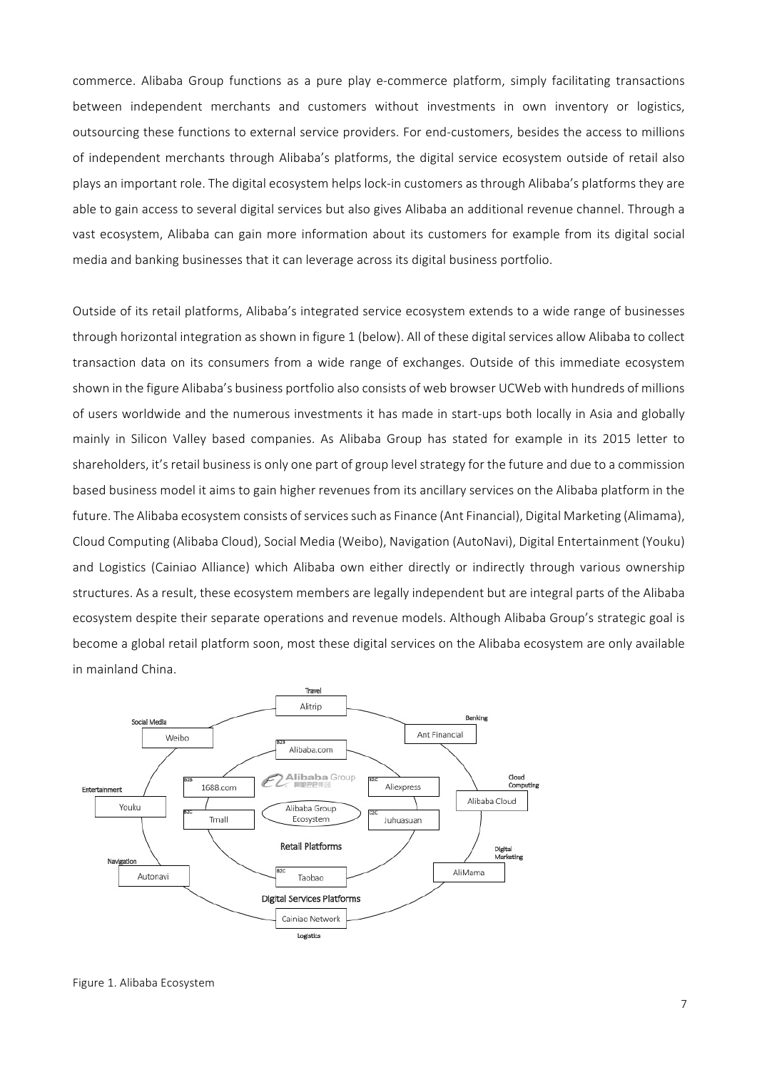commerce. Alibaba Group functions as a pure play e-commerce platform, simply facilitating transactions between independent merchants and customers without investments in own inventory or logistics, outsourcing these functions to external service providers. For end-customers, besides the access to millions of independent merchants through Alibaba's platforms, the digital service ecosystem outside of retail also plays an important role. The digital ecosystem helps lock-in customers as through Alibaba's platforms they are able to gain access to several digital services but also gives Alibaba an additional revenue channel. Through a vast ecosystem, Alibaba can gain more information about its customers for example from its digital social media and banking businesses that it can leverage across its digital business portfolio.

Outside of its retail platforms, Alibaba's integrated service ecosystem extends to a wide range of businesses through horizontal integration as shown in figure 1 (below). All of these digital services allow Alibaba to collect transaction data on its consumers from a wide range of exchanges. Outside of this immediate ecosystem shown in the figure Alibaba's business portfolio also consists of web browser UCWeb with hundreds of millions of users worldwide and the numerous investments it has made in start-ups both locally in Asia and globally mainly in Silicon Valley based companies. As Alibaba Group has stated for example in its 2015 letter to shareholders, it's retail business is only one part of group level strategy for the future and due to a commission based business model it aims to gain higher revenues from its ancillary services on the Alibaba platform in the future. The Alibaba ecosystem consists of services such as Finance (Ant Financial), Digital Marketing (Alimama), Cloud Computing (Alibaba Cloud), Social Media (Weibo), Navigation (AutoNavi), Digital Entertainment (Youku) and Logistics (Cainiao Alliance) which Alibaba own either directly or indirectly through various ownership structures. As a result, these ecosystem members are legally independent but are integral parts of the Alibaba ecosystem despite their separate operations and revenue models. Although Alibaba Group's strategic goal is become a global retail platform soon, most these digital services on the Alibaba ecosystem are only available in mainland China.

Figure 1. Alibaba Ecosystem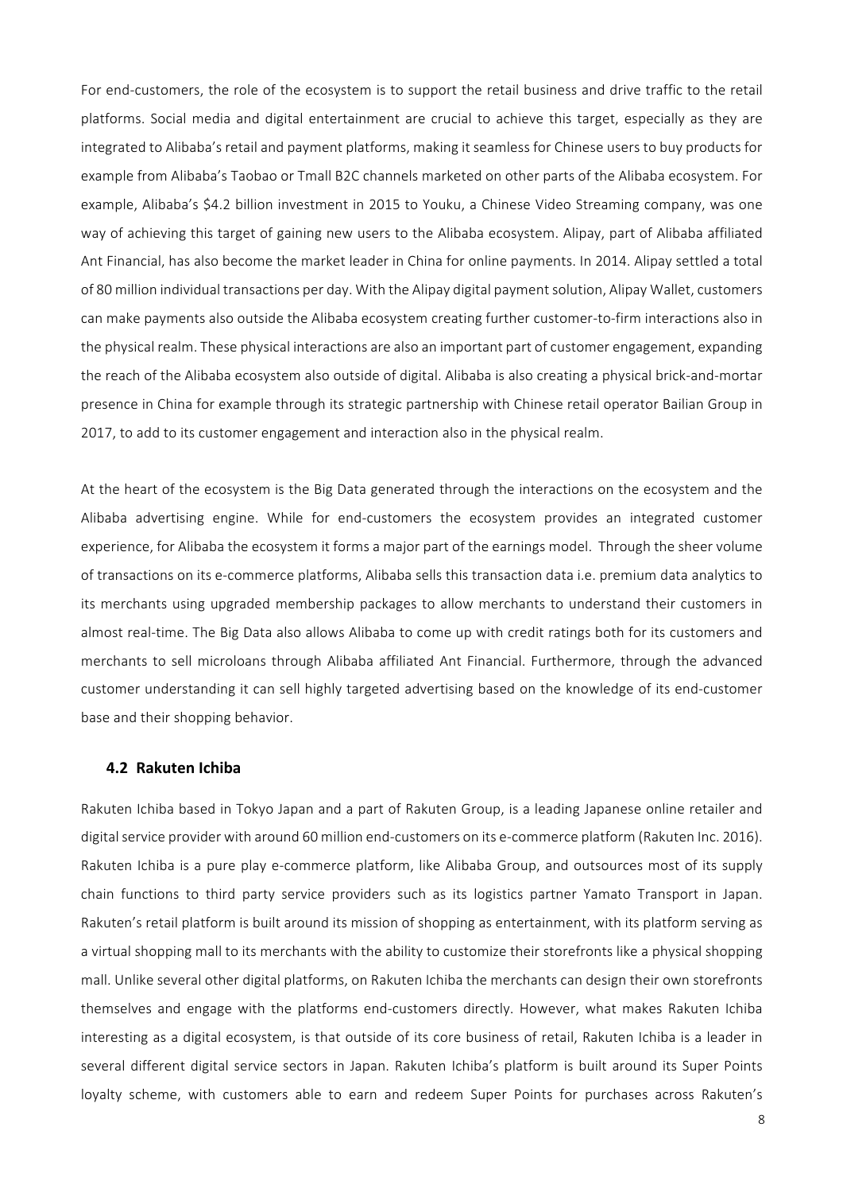For end-customers, the role of the ecosystem is to support the retail business and drive traffic to the retail platforms. Social media and digital entertainment are crucial to achieve this target, especially as they are integrated to Alibaba's retail and payment platforms, making it seamless for Chinese users to buy products for example from Alibaba's Taobao or Tmall B2C channels marketed on other parts of the Alibaba ecosystem. For example, Alibaba's $4.2 billion investment in 2015 to Youku, a Chinese Video Streaming company, was one way of achieving this target of gaining new users to the Alibaba ecosystem. Alipay, part of Alibaba affiliated Ant Financial, has also become the market leader in China for online payments. In 2014. Alipay settled a total of 80 million individual transactions per day. With the Alipay digital payment solution, Alipay Wallet, customers can make payments also outside the Alibaba ecosystem creating further customer-to-firm interactions also in the physical realm. These physical interactions are also an important part of customer engagement, expanding the reach of the Alibaba ecosystem also outside of digital. Alibaba is also creating a physical brick-and-mortar presence in China for example through its strategic partnership with Chinese retail operator Bailian Group in 2017, to add to its customer engagement and interaction also in the physical realm.

At the heart of the ecosystem is the Big Data generated through the interactions on the ecosystem and the Alibaba advertising engine. While for end-customers the ecosystem provides an integrated customer experience, for Alibaba the ecosystem it forms a major part of the earnings model. Through the sheer volume of transactions on its e-commerce platforms, Alibaba sells this transaction data i.e. premium data analytics to its merchants using upgraded membership packages to allow merchants to understand their customers in almost real-time. The Big Data also allows Alibaba to come up with credit ratings both for its customers and merchants to sell microloans through Alibaba affiliated Ant Financial. Furthermore, through the advanced customer understanding it can sell highly targeted advertising based on the knowledge of its end-customer base and their shopping behavior.

### 4.2 Rakuten Ichiba

Rakuten Ichiba based in Tokyo Japan and a part of Rakuten Group, is a leading Japanese online retailer and digital service provider with around 60 million end-customers on its e-commerce platform (Rakuten Inc. 2016). Rakuten Ichiba is a pure play e-commerce platform, like Alibaba Group, and outsources most of its supply chain functions to third party service providers such as its logistics partner Yamato Transport in Japan. Rakuten's retail platform is built around its mission of shopping as entertainment, with its platform serving as a virtual shopping mall to its merchants with the ability to customize their storefronts like a physical shopping mall. Unlike several other digital platforms, on Rakuten Ichiba the merchants can design their own storefronts themselves and engage with the platforms end-customers directly. However, what makes Rakuten Ichiba interesting as a digital ecosystem, is that outside of its core business of retail, Rakuten Ichiba is a leader in several different digital service sectors in Japan. Rakuten Ichiba's platform is built around its Super Points loyalty scheme, with customers able to earn and redeem Super Points for purchases across Rakuten's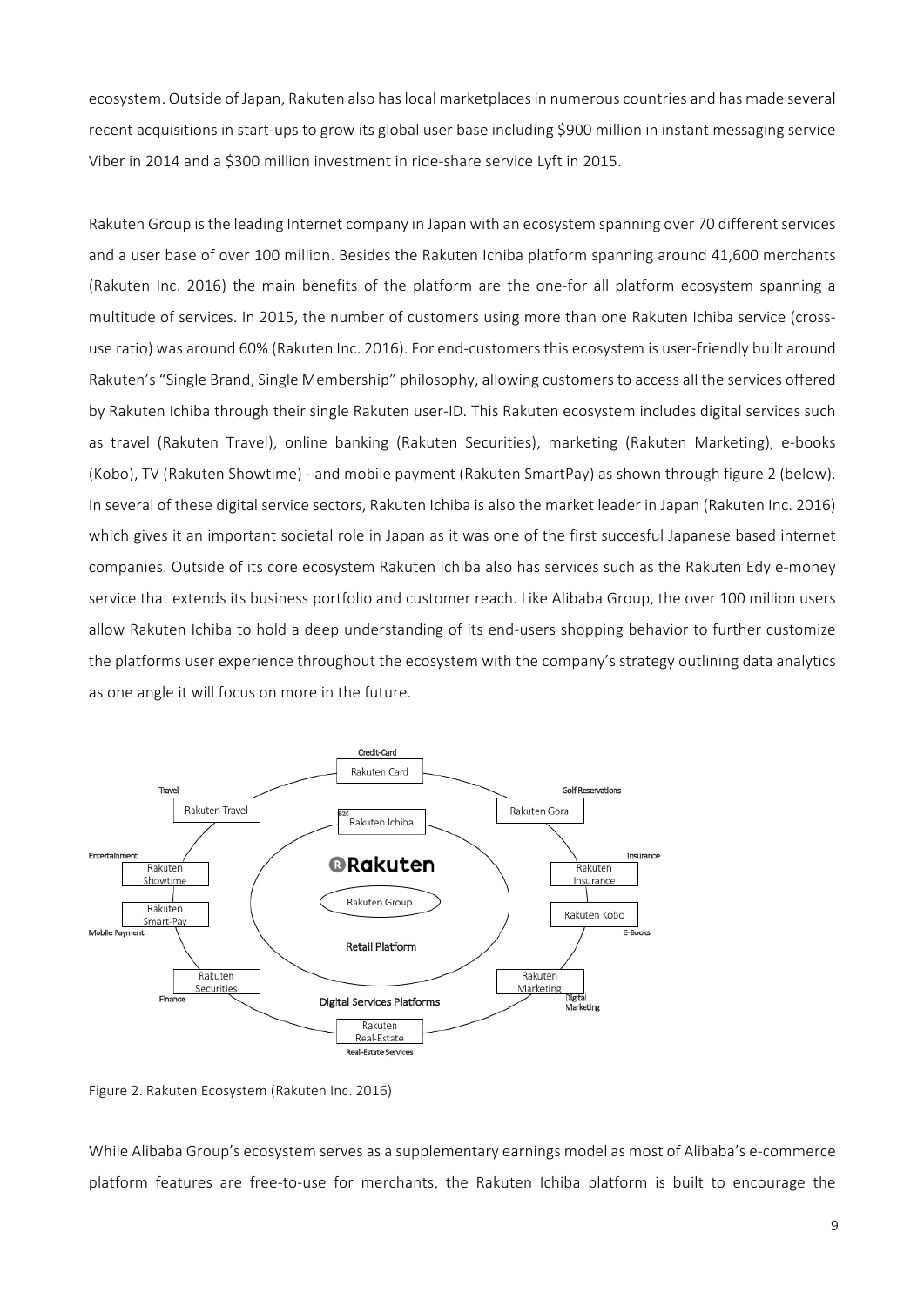ecosystem. Outside of Japan, Rakuten also has local marketplaces in numerous countries and has made several recent acquisitions in start-ups to grow its global user base including $900 million in instant messaging service Viber in 2014 and a $300 million investment in ride-share service Lyft in 2015.

Rakuten Group is the leading Internet company in Japan with an ecosystem spanning over 70 different services and a user base of over 100 million. Besides the Rakuten Ichiba platform spanning around 41,600 merchants (Rakuten Inc. 2016) the main benefits of the platform are the one-for all platform ecosystem spanning a multitude of services. In 2015, the number of customers using more than one Rakuten Ichiba service (cross-use ratio) was around 60% (Rakuten Inc. 2016). For end-customers this ecosystem is user-friendly built around Rakuten's "Single Brand, Single Membership" philosophy, allowing customers to access all the services offered by Rakuten Ichiba through their single Rakuten user-ID. This Rakuten ecosystem includes digital services such as travel (Rakuten Travel), online banking (Rakuten Securities), marketing (Rakuten Marketing), e-books (Kobo), TV (Rakuten Showtime) - and mobile payment (Rakuten SmartPay) as shown through figure 2 (below). In several of these digital service sectors, Rakuten Ichiba is also the market leader in Japan (Rakuten Inc. 2016) which gives it an important societal role in Japan as it was one of the first succesful Japanese based internet companies. Outside of its core ecosystem Rakuten Ichiba also has services such as the Rakuten Edy e-money service that extends its business portfolio and customer reach. Like Alibaba Group, the over 100 million users allow Rakuten Ichiba to hold a deep understanding of its end-users shopping behavior to further customize the platforms user experience throughout the ecosystem with the company's strategy outlining data analytics as one angle it will focus on more in the future.

Figure 2. Rakuten Ecosystem (Rakuten Inc. 2016)

While Alibaba Group's ecosystem serves as a supplementary earnings model as most of Alibaba's e-commerce platform features are free-to-use for merchants, the Rakuten Ichiba platform is built to encourage the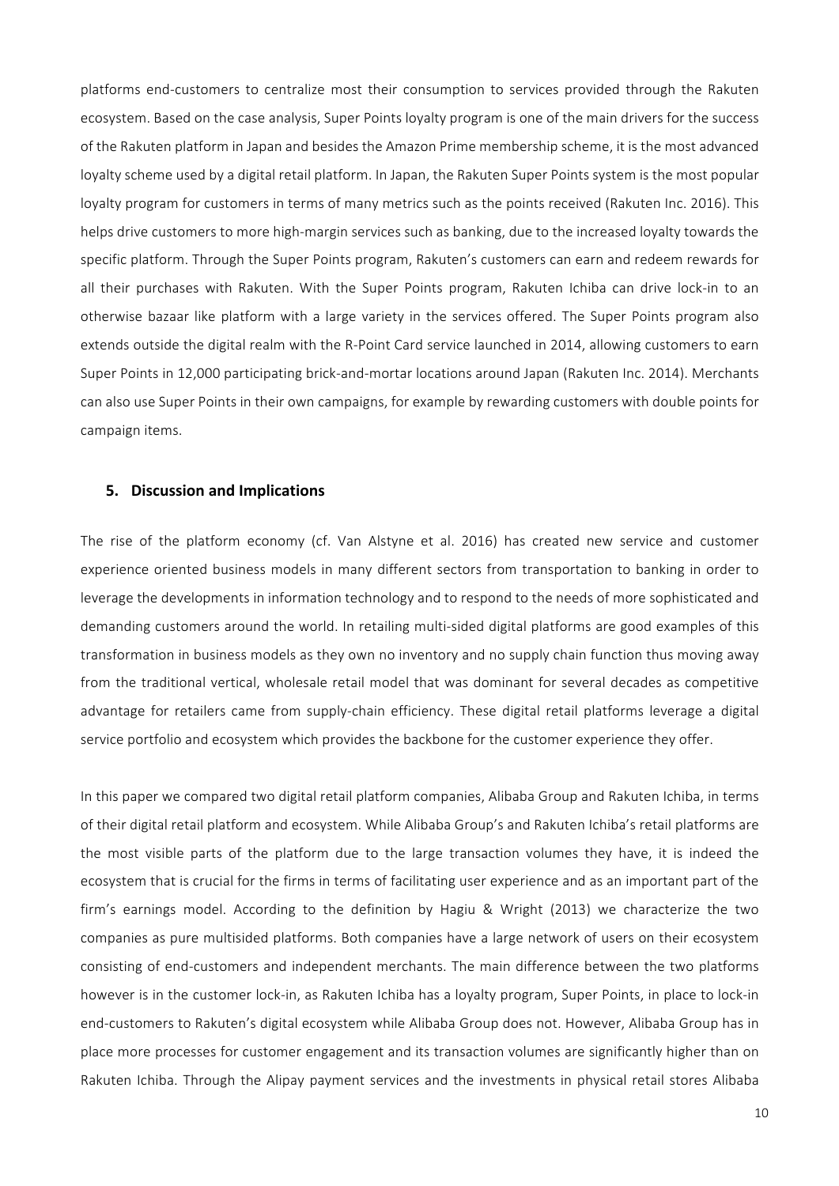platforms end-customers to centralize most their consumption to services provided through the Rakuten ecosystem. Based on the case analysis, Super Points loyalty program is one of the main drivers for the success of the Rakuten platform in Japan and besides the Amazon Prime membership scheme, it is the most advanced loyalty scheme used by a digital retail platform. In Japan, the Rakuten Super Points system is the most popular loyalty program for customers in terms of many metrics such as the points received (Rakuten Inc. 2016). This helps drive customers to more high-margin services such as banking, due to the increased loyalty towards the specific platform. Through the Super Points program, Rakuten's customers can earn and redeem rewards for all their purchases with Rakuten. With the Super Points program, Rakuten Ichiba can drive lock-in to an otherwise bazaar like platform with a large variety in the services offered. The Super Points program also extends outside the digital realm with the R-Point Card service launched in 2014, allowing customers to earn Super Points in 12,000 participating brick-and-mortar locations around Japan (Rakuten Inc. 2014). Merchants can also use Super Points in their own campaigns, for example by rewarding customers with double points for campaign items.

## 5. Discussion and Implications

The rise of the platform economy (cf. Van Alstyne et al. 2016) has created new service and customer experience oriented business models in many different sectors from transportation to banking in order to leverage the developments in information technology and to respond to the needs of more sophisticated and demanding customers around the world. In retailing multi-sided digital platforms are good examples of this transformation in business models as they own no inventory and no supply chain function thus moving away from the traditional vertical, wholesale retail model that was dominant for several decades as competitive advantage for retailers came from supply-chain efficiency. These digital retail platforms leverage a digital service portfolio and ecosystem which provides the backbone for the customer experience they offer.

In this paper we compared two digital retail platform companies, Alibaba Group and Rakuten Ichiba, in terms of their digital retail platform and ecosystem. While Alibaba Group's and Rakuten Ichiba's retail platforms are the most visible parts of the platform due to the large transaction volumes they have, it is indeed the ecosystem that is crucial for the firms in terms of facilitating user experience and as an important part of the firm's earnings model. According to the definition by Hagiu & Wright (2013) we characterize the two companies as pure multisided platforms. Both companies have a large network of users on their ecosystem consisting of end-customers and independent merchants. The main difference between the two platforms however is in the customer lock-in, as Rakuten Ichiba has a loyalty program, Super Points, in place to lock-in end-customers to Rakuten's digital ecosystem while Alibaba Group does not. However, Alibaba Group has in place more processes for customer engagement and its transaction volumes are significantly higher than on Rakuten Ichiba. Through the Alipay payment services and the investments in physical retail stores Alibaba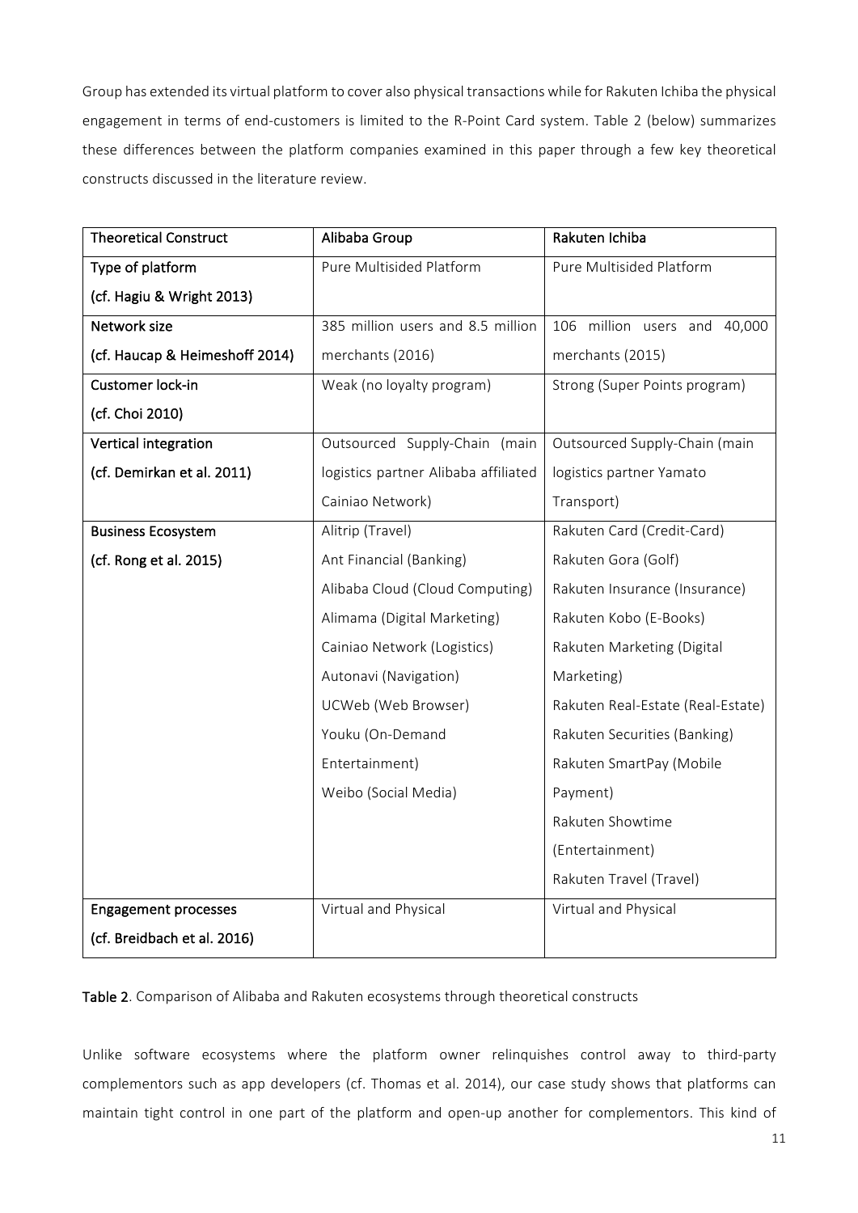Group has extended its virtual platform to cover also physical transactions while for Rakuten Ichiba the physical engagement in terms of end-customers is limited to the R-Point Card system. Table 2 (below) summarizes these differences between the platform companies examined in this paper through a few key theoretical constructs discussed in the literature review.

| **Theoretical Construct** | **Alibaba Group** | **Rakuten Ichiba** |
|---|---|---|
| **Type of platform** (cf. Hagiu & Wright 2013) | Pure Multisided Platform | Pure Multisided Platform |
| **Network size** (cf. Haucap & Heimeshoff 2014) | 385 million users and 8.5 million merchants (2016) | 106 million users and 40,000 merchants (2015) |
| **Customer lock-in** (cf. Choi 2010) | Weak (no loyalty program) | Strong (Super Points program) |
| **Vertical integration** (cf. Demirkan et al. 2011) | Outsourced Supply-Chain (main logistics partner Alibaba affiliated Cainiao Network) | Outsourced Supply-Chain (main logistics partner Yamato Transport) |
| **Business Ecosystem** (cf. Rong et al. 2015) | Alitrip (Travel)<br>Ant Financial (Banking)<br>Alibaba Cloud (Cloud Computing)<br>Alimama (Digital Marketing)<br>Cainiao Network (Logistics)<br>Autonavi (Navigation)<br>UCWeb (Web Browser)<br>Youku (On-Demand Entertainment)<br>Weibo (Social Media) | Rakuten Card (Credit-Card)<br>Rakuten Gora (Golf)<br>Rakuten Insurance (Insurance)<br>Rakuten Kobo (E-Books)<br>Rakuten Marketing (Digital Marketing)<br>Rakuten Real-Estate (Real-Estate)<br>Rakuten Securities (Banking)<br>Rakuten SmartPay (Mobile Payment)<br>Rakuten Showtime (Entertainment)<br>Rakuten Travel (Travel) |
| **Engagement processes** (cf. Breidbach et al. 2016) | Virtual and Physical | Virtual and Physical |

**Table 2**. Comparison of Alibaba and Rakuten ecosystems through theoretical constructs

Unlike software ecosystems where the platform owner relinquishes control away to third-party complementors such as app developers (cf. Thomas et al. 2014), our case study shows that platforms can maintain tight control in one part of the platform and open-up another for complementors. This kind of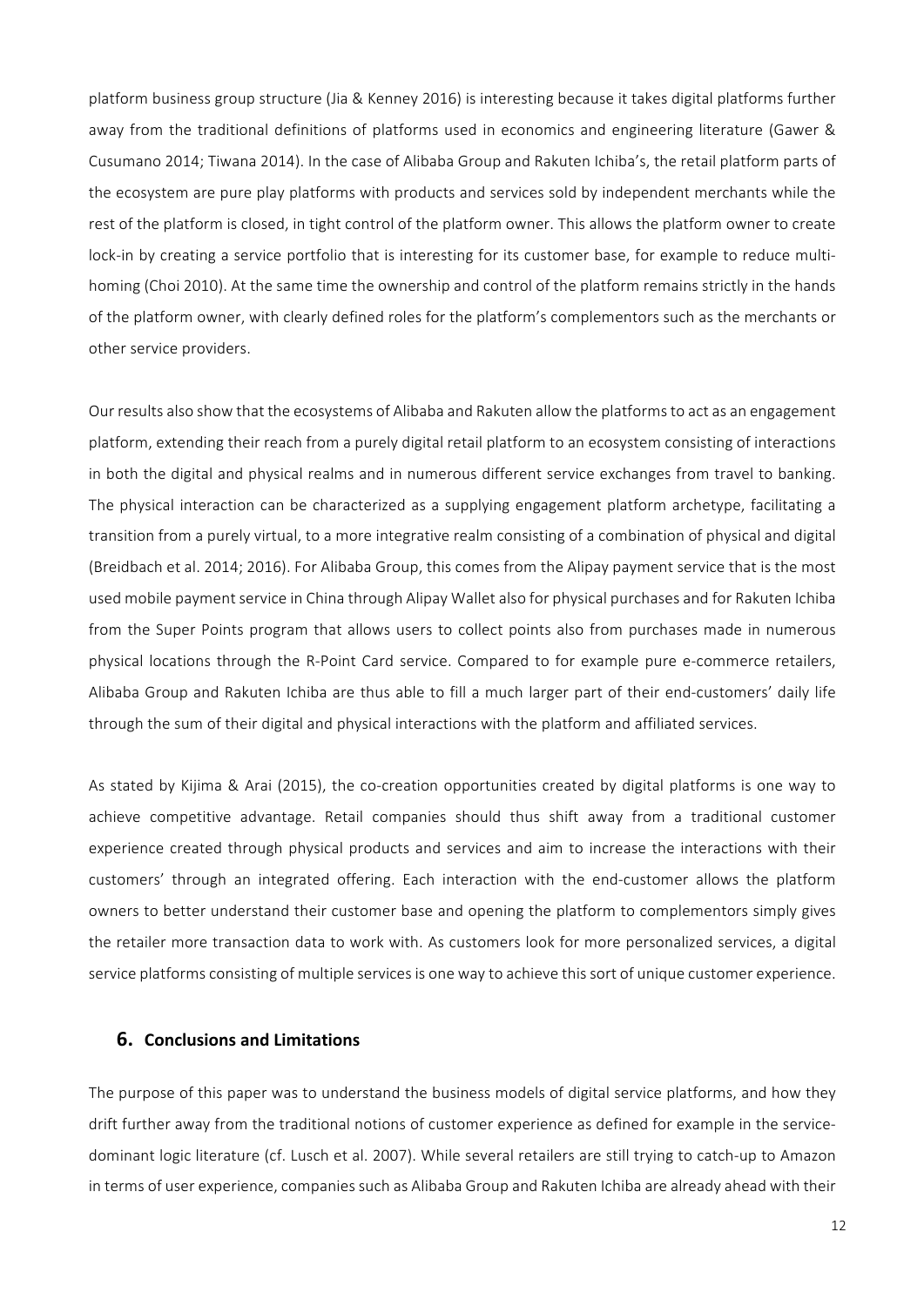platform business group structure (Jia & Kenney 2016) is interesting because it takes digital platforms further away from the traditional definitions of platforms used in economics and engineering literature (Gawer & Cusumano 2014; Tiwana 2014). In the case of Alibaba Group and Rakuten Ichiba's, the retail platform parts of the ecosystem are pure play platforms with products and services sold by independent merchants while the rest of the platform is closed, in tight control of the platform owner. This allows the platform owner to create lock-in by creating a service portfolio that is interesting for its customer base, for example to reduce multi-homing (Choi 2010). At the same time the ownership and control of the platform remains strictly in the hands of the platform owner, with clearly defined roles for the platform's complementors such as the merchants or other service providers.

Our results also show that the ecosystems of Alibaba and Rakuten allow the platforms to act as an engagement platform, extending their reach from a purely digital retail platform to an ecosystem consisting of interactions in both the digital and physical realms and in numerous different service exchanges from travel to banking. The physical interaction can be characterized as a supplying engagement platform archetype, facilitating a transition from a purely virtual, to a more integrative realm consisting of a combination of physical and digital (Breidbach et al. 2014; 2016). For Alibaba Group, this comes from the Alipay payment service that is the most used mobile payment service in China through Alipay Wallet also for physical purchases and for Rakuten Ichiba from the Super Points program that allows users to collect points also from purchases made in numerous physical locations through the R-Point Card service. Compared to for example pure e-commerce retailers, Alibaba Group and Rakuten Ichiba are thus able to fill a much larger part of their end-customers' daily life through the sum of their digital and physical interactions with the platform and affiliated services.

As stated by Kijima & Arai (2015), the co-creation opportunities created by digital platforms is one way to achieve competitive advantage. Retail companies should thus shift away from a traditional customer experience created through physical products and services and aim to increase the interactions with their customers' through an integrated offering. Each interaction with the end-customer allows the platform owners to better understand their customer base and opening the platform to complementors simply gives the retailer more transaction data to work with. As customers look for more personalized services, a digital service platforms consisting of multiple services is one way to achieve this sort of unique customer experience.

## 6. Conclusions and Limitations

The purpose of this paper was to understand the business models of digital service platforms, and how they drift further away from the traditional notions of customer experience as defined for example in the service-dominant logic literature (cf. Lusch et al. 2007). While several retailers are still trying to catch-up to Amazon in terms of user experience, companies such as Alibaba Group and Rakuten Ichiba are already ahead with their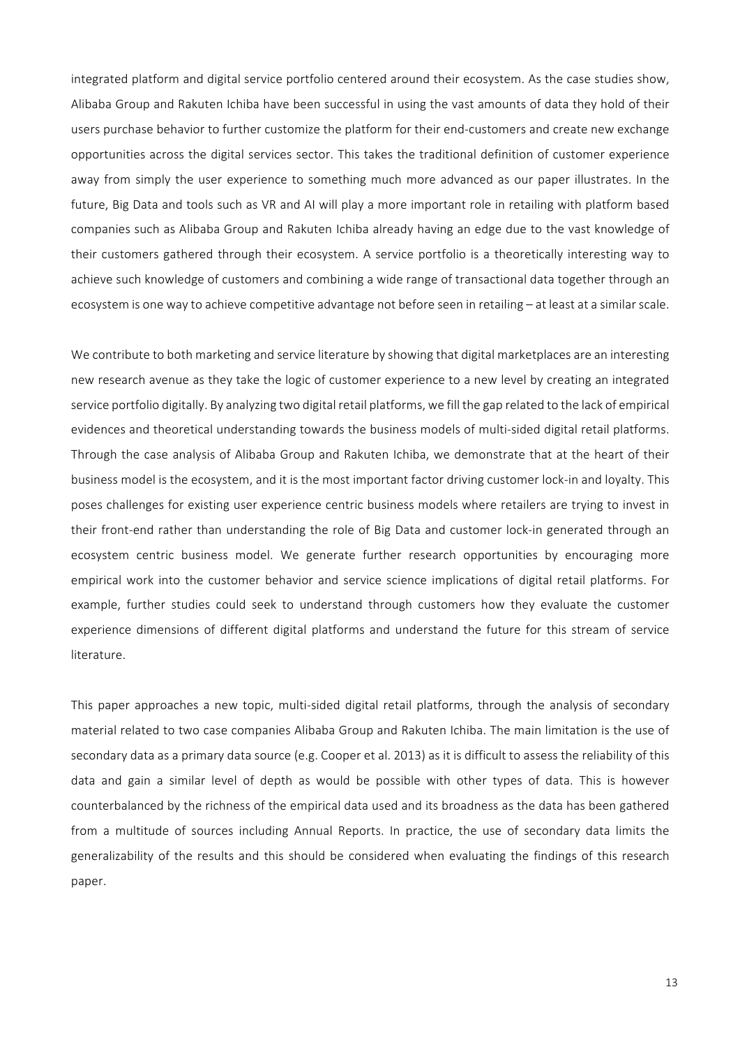integrated platform and digital service portfolio centered around their ecosystem. As the case studies show, Alibaba Group and Rakuten Ichiba have been successful in using the vast amounts of data they hold of their users purchase behavior to further customize the platform for their end-customers and create new exchange opportunities across the digital services sector. This takes the traditional definition of customer experience away from simply the user experience to something much more advanced as our paper illustrates. In the future, Big Data and tools such as VR and AI will play a more important role in retailing with platform based companies such as Alibaba Group and Rakuten Ichiba already having an edge due to the vast knowledge of their customers gathered through their ecosystem. A service portfolio is a theoretically interesting way to achieve such knowledge of customers and combining a wide range of transactional data together through an ecosystem is one way to achieve competitive advantage not before seen in retailing – at least at a similar scale.

We contribute to both marketing and service literature by showing that digital marketplaces are an interesting new research avenue as they take the logic of customer experience to a new level by creating an integrated service portfolio digitally. By analyzing two digital retail platforms, we fill the gap related to the lack of empirical evidences and theoretical understanding towards the business models of multi-sided digital retail platforms. Through the case analysis of Alibaba Group and Rakuten Ichiba, we demonstrate that at the heart of their business model is the ecosystem, and it is the most important factor driving customer lock-in and loyalty. This poses challenges for existing user experience centric business models where retailers are trying to invest in their front-end rather than understanding the role of Big Data and customer lock-in generated through an ecosystem centric business model. We generate further research opportunities by encouraging more empirical work into the customer behavior and service science implications of digital retail platforms. For example, further studies could seek to understand through customers how they evaluate the customer experience dimensions of different digital platforms and understand the future for this stream of service literature.

This paper approaches a new topic, multi-sided digital retail platforms, through the analysis of secondary material related to two case companies Alibaba Group and Rakuten Ichiba. The main limitation is the use of secondary data as a primary data source (e.g. Cooper et al. 2013) as it is difficult to assess the reliability of this data and gain a similar level of depth as would be possible with other types of data. This is however counterbalanced by the richness of the empirical data used and its broadness as the data has been gathered from a multitude of sources including Annual Reports. In practice, the use of secondary data limits the generalizability of the results and this should be considered when evaluating the findings of this research paper.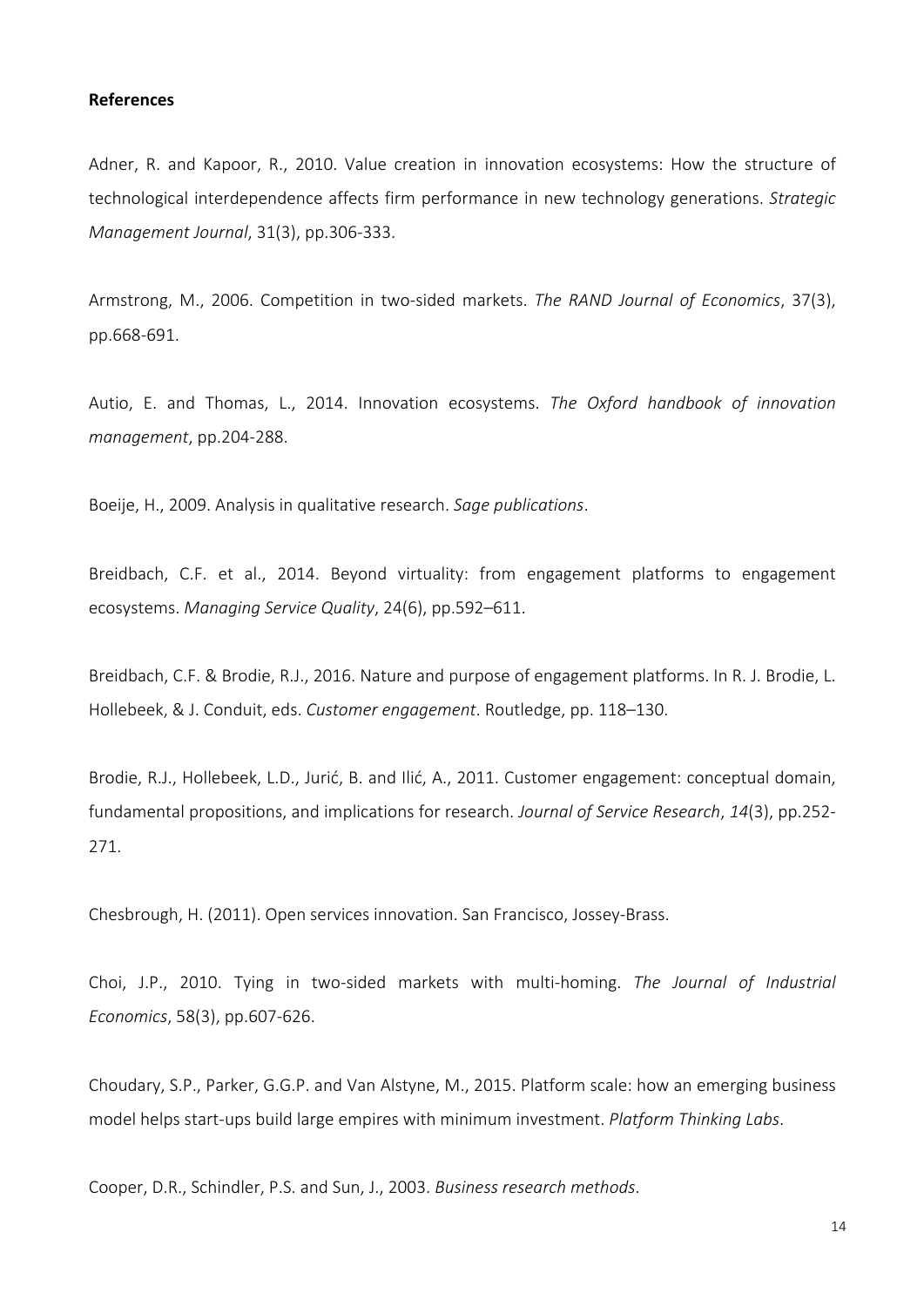**References**

Adner, R. and Kapoor, R., 2010. Value creation in innovation ecosystems: How the structure of technological interdependence affects firm performance in new technology generations. *Strategic Management Journal*, 31(3), pp.306-333.

Armstrong, M., 2006. Competition in two‐sided markets. *The RAND Journal of Economics*, 37(3), pp.668-691.

Autio, E. and Thomas, L., 2014. Innovation ecosystems. *The Oxford handbook of innovation management*, pp.204-288.

Boeije, H., 2009. Analysis in qualitative research. *Sage publications*.

Breidbach, C.F. et al., 2014. Beyond virtuality: from engagement platforms to engagement ecosystems. *Managing Service Quality*, 24(6), pp.592–611.

Breidbach, C.F. & Brodie, R.J., 2016. Nature and purpose of engagement platforms. In R. J. Brodie, L. Hollebeek, & J. Conduit, eds. *Customer engagement*. Routledge, pp. 118–130.

Brodie, R.J., Hollebeek, L.D., Jurić, B. and Ilić, A., 2011. Customer engagement: conceptual domain, fundamental propositions, and implications for research. *Journal of Service Research*, *14*(3), pp.252-271.

Chesbrough, H. (2011). Open services innovation. San Francisco, Jossey-Brass.

Choi, J.P., 2010. Tying in two‐sided markets with multi‐homing. *The Journal of Industrial Economics*, 58(3), pp.607-626.

Choudary, S.P., Parker, G.G.P. and Van Alstyne, M., 2015. Platform scale: how an emerging business model helps start-ups build large empires with minimum investment. *Platform Thinking Labs*.

Cooper, D.R., Schindler, P.S. and Sun, J., 2003. *Business research methods*.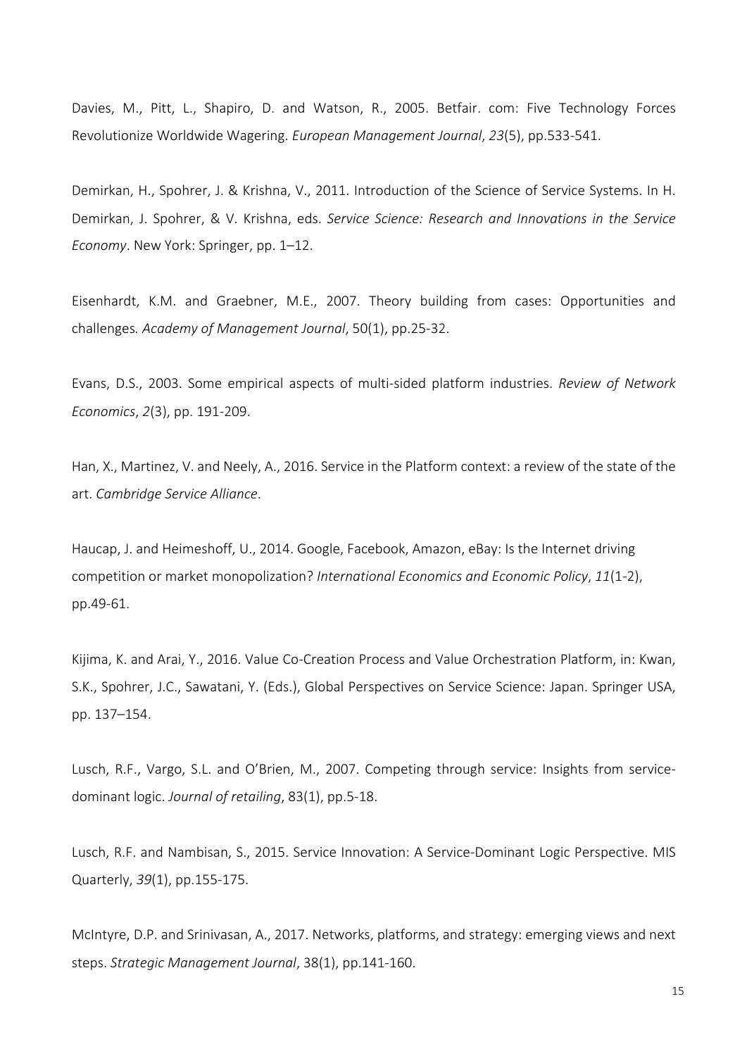Davies, M., Pitt, L., Shapiro, D. and Watson, R., 2005. Betfair. com: Five Technology Forces Revolutionize Worldwide Wagering. *European Management Journal*, *23*(5), pp.533-541.

Demirkan, H., Spohrer, J. & Krishna, V., 2011. Introduction of the Science of Service Systems. In H. Demirkan, J. Spohrer, & V. Krishna, eds. *Service Science: Research and Innovations in the Service Economy*. New York: Springer, pp. 1–12.

Eisenhardt, K.M. and Graebner, M.E., 2007. Theory building from cases: Opportunities and challenges*. Academy of Management Journal*, 50(1), pp.25-32.

Evans, D.S., 2003. Some empirical aspects of multi-sided platform industries. *Review of Network Economics*, *2*(3), pp. 191-209.

Han, X., Martinez, V. and Neely, A., 2016. Service in the Platform context: a review of the state of the art. *Cambridge Service Alliance*.

Haucap, J. and Heimeshoff, U., 2014. Google, Facebook, Amazon, eBay: Is the Internet driving competition or market monopolization? *International Economics and Economic Policy*, *11*(1-2), pp.49-61.

Kijima, K. and Arai, Y., 2016. Value Co-Creation Process and Value Orchestration Platform, in: Kwan, S.K., Spohrer, J.C., Sawatani, Y. (Eds.), Global Perspectives on Service Science: Japan. Springer USA, pp. 137–154.

Lusch, R.F., Vargo, S.L. and O'Brien, M., 2007. Competing through service: Insights from service-dominant logic. *Journal of retailing*, 83(1), pp.5-18.

Lusch, R.F. and Nambisan, S., 2015. Service Innovation: A Service-Dominant Logic Perspective. MIS Quarterly, *39*(1), pp.155-175.

McIntyre, D.P. and Srinivasan, A., 2017. Networks, platforms, and strategy: emerging views and next steps. *Strategic Management Journal*, 38(1), pp.141-160.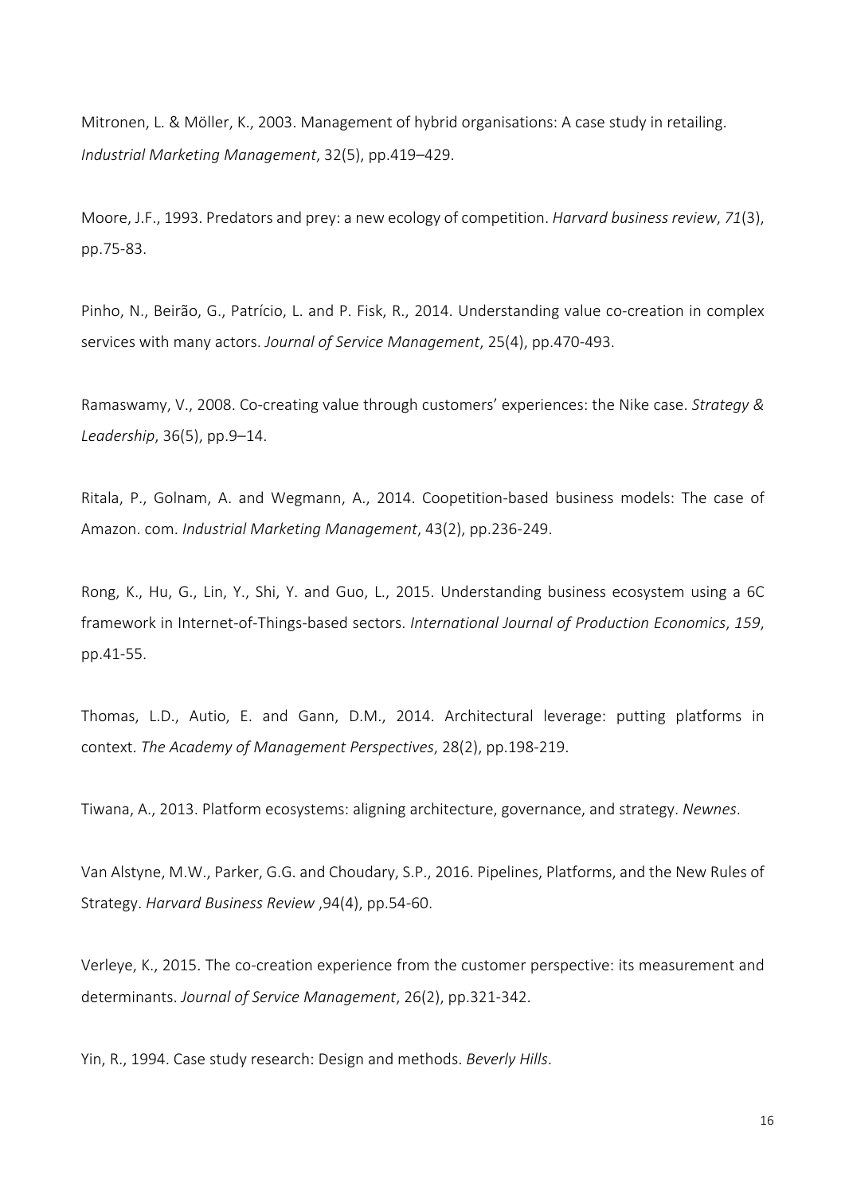Mitronen, L. & Möller, K., 2003. Management of hybrid organisations: A case study in retailing. *Industrial Marketing Management*, 32(5), pp.419–429.

Moore, J.F., 1993. Predators and prey: a new ecology of competition. *Harvard business review*, *71*(3), pp.75-83.

Pinho, N., Beirão, G., Patrício, L. and P. Fisk, R., 2014. Understanding value co-creation in complex services with many actors. *Journal of Service Management*, 25(4), pp.470-493.

Ramaswamy, V., 2008. Co-creating value through customers' experiences: the Nike case. *Strategy & Leadership*, 36(5), pp.9–14.

Ritala, P., Golnam, A. and Wegmann, A., 2014. Coopetition-based business models: The case of Amazon. com. *Industrial Marketing Management*, 43(2), pp.236-249.

Rong, K., Hu, G., Lin, Y., Shi, Y. and Guo, L., 2015. Understanding business ecosystem using a 6C framework in Internet-of-Things-based sectors. *International Journal of Production Economics*, *159*, pp.41-55.

Thomas, L.D., Autio, E. and Gann, D.M., 2014. Architectural leverage: putting platforms in context. *The Academy of Management Perspectives*, 28(2), pp.198-219.

Tiwana, A., 2013. Platform ecosystems: aligning architecture, governance, and strategy. *Newnes*.

Van Alstyne, M.W., Parker, G.G. and Choudary, S.P., 2016. Pipelines, Platforms, and the New Rules of Strategy. *Harvard Business Review* ,94(4), pp.54-60.

Verleye, K., 2015. The co-creation experience from the customer perspective: its measurement and determinants. *Journal of Service Management*, 26(2), pp.321-342.

Yin, R., 1994. Case study research: Design and methods. *Beverly Hills*.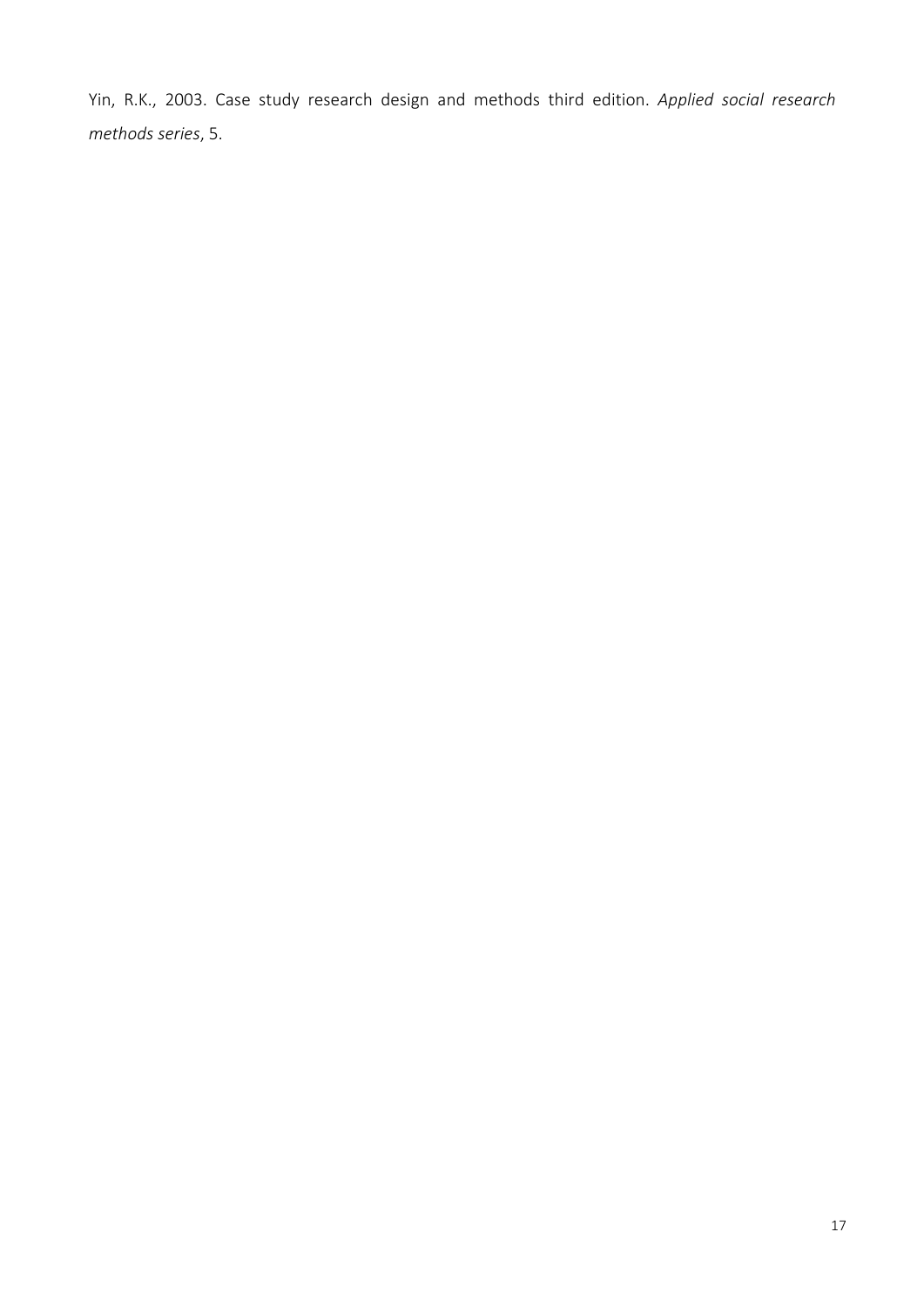Yin, R.K., 2003. Case study research design and methods third edition. *Applied social research methods series*, 5.